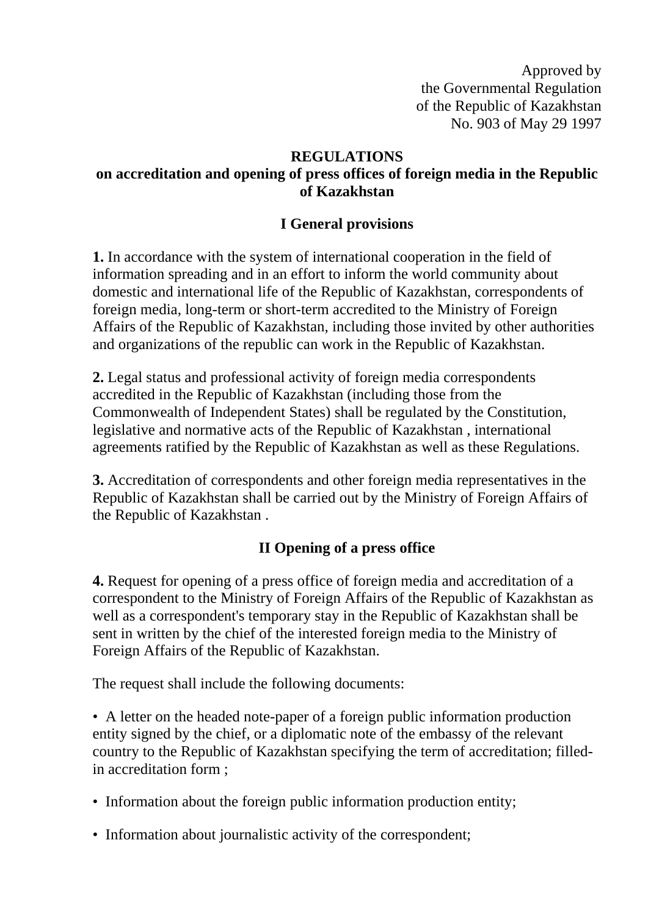Approved by
the Governmental Regulation
of the Republic of Kazakhstan
No. 903 of May 29 1997

# REGULATIONS
# on accreditation and opening of press offices of foreign media in the Republic of Kazakhstan

## I General provisions

**1.** In accordance with the system of international cooperation in the field of information spreading and in an effort to inform the world community about domestic and international life of the Republic of Kazakhstan, correspondents of foreign media, long-term or short-term accredited to the Ministry of Foreign Affairs of the Republic of Kazakhstan, including those invited by other authorities and organizations of the republic can work in the Republic of Kazakhstan.

**2.** Legal status and professional activity of foreign media correspondents accredited in the Republic of Kazakhstan (including those from the Commonwealth of Independent States) shall be regulated by the Constitution, legislative and normative acts of the Republic of Kazakhstan , international agreements ratified by the Republic of Kazakhstan as well as these Regulations.

**3.** Accreditation of correspondents and other foreign media representatives in the Republic of Kazakhstan shall be carried out by the Ministry of Foreign Affairs of the Republic of Kazakhstan .

## II Opening of a press office

**4.** Request for opening of a press office of foreign media and accreditation of a correspondent to the Ministry of Foreign Affairs of the Republic of Kazakhstan as well as a correspondent's temporary stay in the Republic of Kazakhstan shall be sent in written by the chief of the interested foreign media to the Ministry of Foreign Affairs of the Republic of Kazakhstan.

The request shall include the following documents:

- A letter on the headed note-paper of a foreign public information production entity signed by the chief, or a diplomatic note of the embassy of the relevant country to the Republic of Kazakhstan specifying the term of accreditation; filled-in accreditation form ;
- Information about the foreign public information production entity;
- Information about journalistic activity of the correspondent;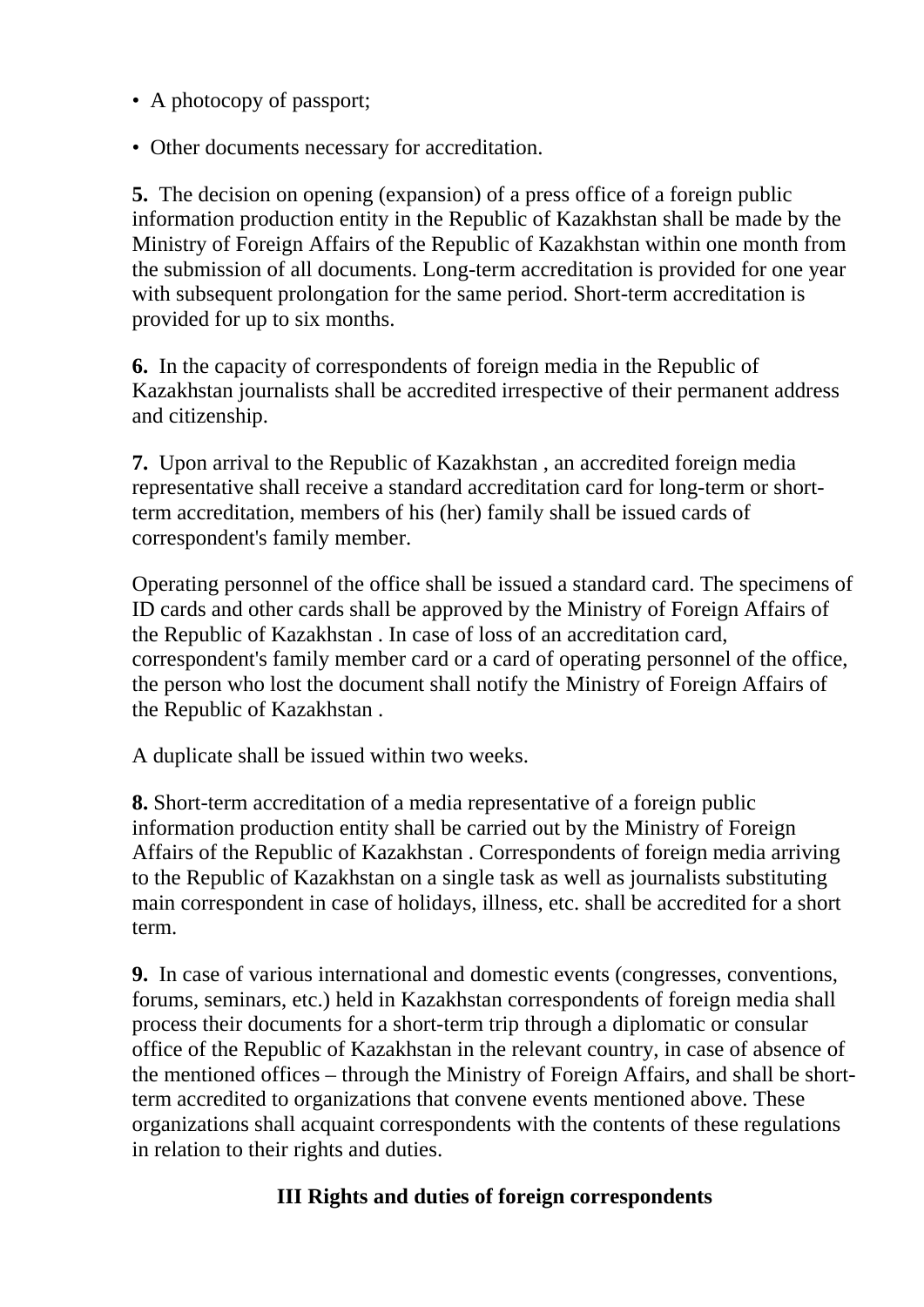- A photocopy of passport;
- Other documents necessary for accreditation.

**5.** The decision on opening (expansion) of a press office of a foreign public information production entity in the Republic of Kazakhstan shall be made by the Ministry of Foreign Affairs of the Republic of Kazakhstan within one month from the submission of all documents. Long-term accreditation is provided for one year with subsequent prolongation for the same period. Short-term accreditation is provided for up to six months.

**6.** In the capacity of correspondents of foreign media in the Republic of Kazakhstan journalists shall be accredited irrespective of their permanent address and citizenship.

**7.** Upon arrival to the Republic of Kazakhstan , an accredited foreign media representative shall receive a standard accreditation card for long-term or short-term accreditation, members of his (her) family shall be issued cards of correspondent's family member.

Operating personnel of the office shall be issued a standard card. The specimens of ID cards and other cards shall be approved by the Ministry of Foreign Affairs of the Republic of Kazakhstan . In case of loss of an accreditation card, correspondent's family member card or a card of operating personnel of the office, the person who lost the document shall notify the Ministry of Foreign Affairs of the Republic of Kazakhstan .

A duplicate shall be issued within two weeks.

**8.** Short-term accreditation of a media representative of a foreign public information production entity shall be carried out by the Ministry of Foreign Affairs of the Republic of Kazakhstan . Correspondents of foreign media arriving to the Republic of Kazakhstan on a single task as well as journalists substituting main correspondent in case of holidays, illness, etc. shall be accredited for a short term.

**9.** In case of various international and domestic events (congresses, conventions, forums, seminars, etc.) held in Kazakhstan correspondents of foreign media shall process their documents for a short-term trip through a diplomatic or consular office of the Republic of Kazakhstan in the relevant country, in case of absence of the mentioned offices – through the Ministry of Foreign Affairs, and shall be short-term accredited to organizations that convene events mentioned above. These organizations shall acquaint correspondents with the contents of these regulations in relation to their rights and duties.

## III Rights and duties of foreign correspondents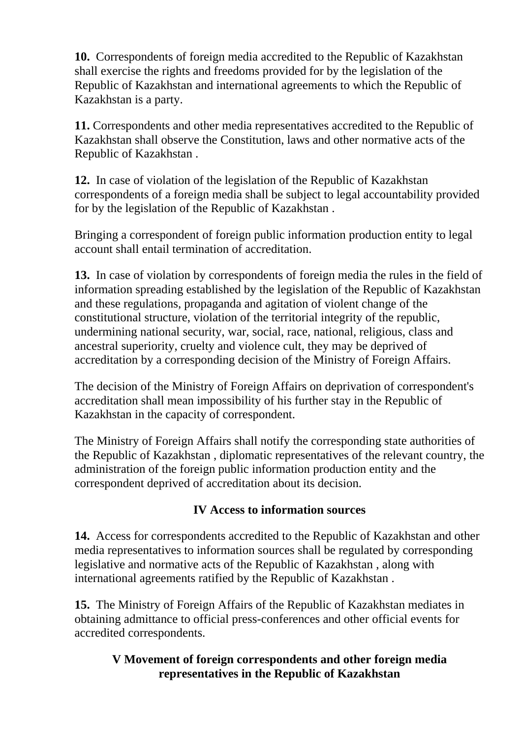**10.** Correspondents of foreign media accredited to the Republic of Kazakhstan shall exercise the rights and freedoms provided for by the legislation of the Republic of Kazakhstan and international agreements to which the Republic of Kazakhstan is a party.

**11.** Correspondents and other media representatives accredited to the Republic of Kazakhstan shall observe the Constitution, laws and other normative acts of the Republic of Kazakhstan .

**12.** In case of violation of the legislation of the Republic of Kazakhstan correspondents of a foreign media shall be subject to legal accountability provided for by the legislation of the Republic of Kazakhstan .

Bringing a correspondent of foreign public information production entity to legal account shall entail termination of accreditation.

**13.** In case of violation by correspondents of foreign media the rules in the field of information spreading established by the legislation of the Republic of Kazakhstan and these regulations, propaganda and agitation of violent change of the constitutional structure, violation of the territorial integrity of the republic, undermining national security, war, social, race, national, religious, class and ancestral superiority, cruelty and violence cult, they may be deprived of accreditation by a corresponding decision of the Ministry of Foreign Affairs.

The decision of the Ministry of Foreign Affairs on deprivation of correspondent's accreditation shall mean impossibility of his further stay in the Republic of Kazakhstan in the capacity of correspondent.

The Ministry of Foreign Affairs shall notify the corresponding state authorities of the Republic of Kazakhstan , diplomatic representatives of the relevant country, the administration of the foreign public information production entity and the correspondent deprived of accreditation about its decision.

## IV Access to information sources

**14.** Access for correspondents accredited to the Republic of Kazakhstan and other media representatives to information sources shall be regulated by corresponding legislative and normative acts of the Republic of Kazakhstan , along with international agreements ratified by the Republic of Kazakhstan .

**15.** The Ministry of Foreign Affairs of the Republic of Kazakhstan mediates in obtaining admittance to official press-conferences and other official events for accredited correspondents.

## V Movement of foreign correspondents and other foreign media representatives in the Republic of Kazakhstan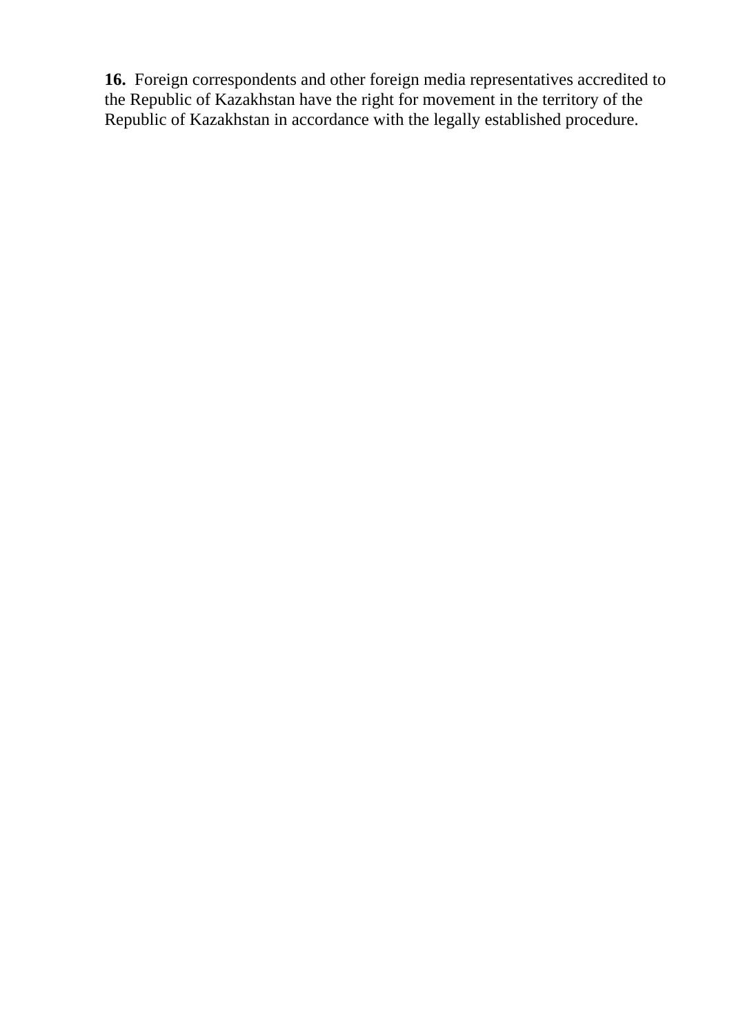**16.** Foreign correspondents and other foreign media representatives accredited to the Republic of Kazakhstan have the right for movement in the territory of the Republic of Kazakhstan in accordance with the legally established procedure.